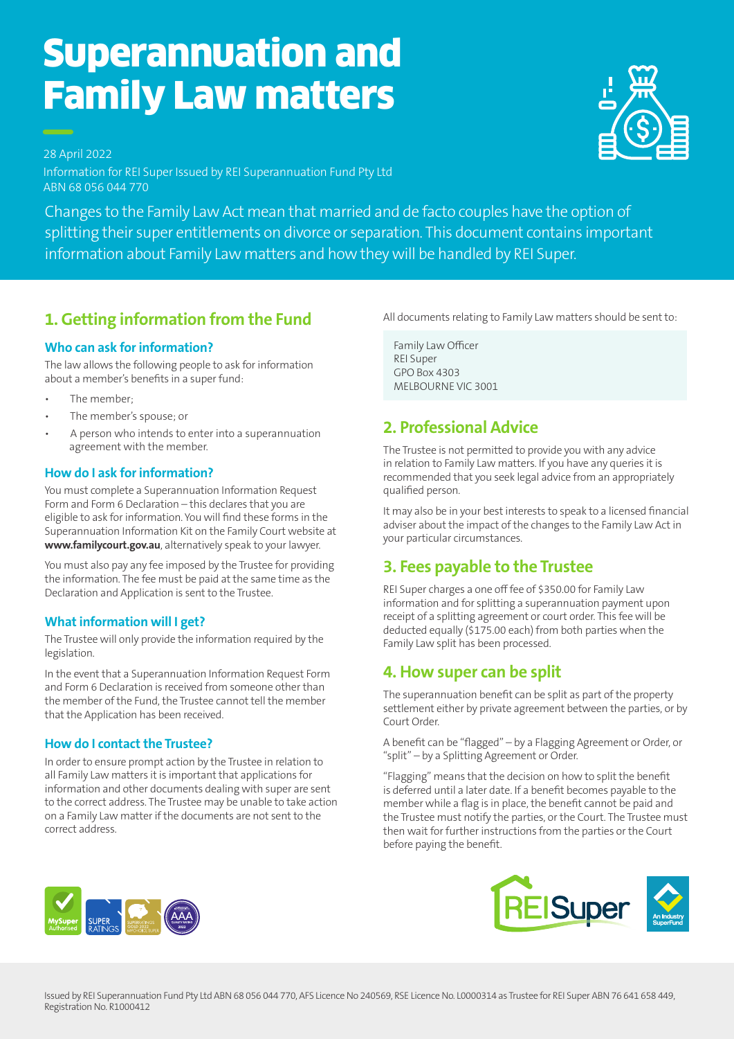# Superannuation and Family Law matters

28 April 2022

Information for REI Super Issued by REI Superannuation Fund Pty Ltd
ABN 68 056 044 770

Changes to the Family Law Act mean that married and de facto couples have the option of splitting their super entitlements on divorce or separation. This document contains important information about Family Law matters and how they will be handled by REI Super.

## 1. Getting information from the Fund

### Who can ask for information?

The law allows the following people to ask for information about a member's benefits in a super fund:

- The member;
- The member's spouse; or
- A person who intends to enter into a superannuation agreement with the member.

### How do I ask for information?

You must complete a Superannuation Information Request Form and Form 6 Declaration – this declares that you are eligible to ask for information. You will find these forms in the Superannuation Information Kit on the Family Court website at **www.familycourt.gov.au**, alternatively speak to your lawyer.

You must also pay any fee imposed by the Trustee for providing the information. The fee must be paid at the same time as the Declaration and Application is sent to the Trustee.

### What information will I get?

The Trustee will only provide the information required by the legislation.

In the event that a Superannuation Information Request Form and Form 6 Declaration is received from someone other than the member of the Fund, the Trustee cannot tell the member that the Application has been received.

### How do I contact the Trustee?

In order to ensure prompt action by the Trustee in relation to all Family Law matters it is important that applications for information and other documents dealing with super are sent to the correct address. The Trustee may be unable to take action on a Family Law matter if the documents are not sent to the correct address.

All documents relating to Family Law matters should be sent to:

Family Law Officer
REI Super
GPO Box 4303
MELBOURNE VIC 3001

## 2. Professional Advice

The Trustee is not permitted to provide you with any advice in relation to Family Law matters. If you have any queries it is recommended that you seek legal advice from an appropriately qualified person.

It may also be in your best interests to speak to a licensed financial adviser about the impact of the changes to the Family Law Act in your particular circumstances.

## 3. Fees payable to the Trustee

REI Super charges a one off fee of $350.00 for Family Law information and for splitting a superannuation payment upon receipt of a splitting agreement or court order. This fee will be deducted equally ($175.00 each) from both parties when the Family Law split has been processed.

## 4. How super can be split

The superannuation benefit can be split as part of the property settlement either by private agreement between the parties, or by Court Order.

A benefit can be "flagged" – by a Flagging Agreement or Order, or "split" – by a Splitting Agreement or Order.

"Flagging" means that the decision on how to split the benefit is deferred until a later date. If a benefit becomes payable to the member while a flag is in place, the benefit cannot be paid and the Trustee must notify the parties, or the Court. The Trustee must then wait for further instructions from the parties or the Court before paying the benefit.

Issued by REI Superannuation Fund Pty Ltd ABN 68 056 044 770, AFS Licence No 240569, RSE Licence No. L0000314 as Trustee for REI Super ABN 76 641 658 449, Registration No. R1000412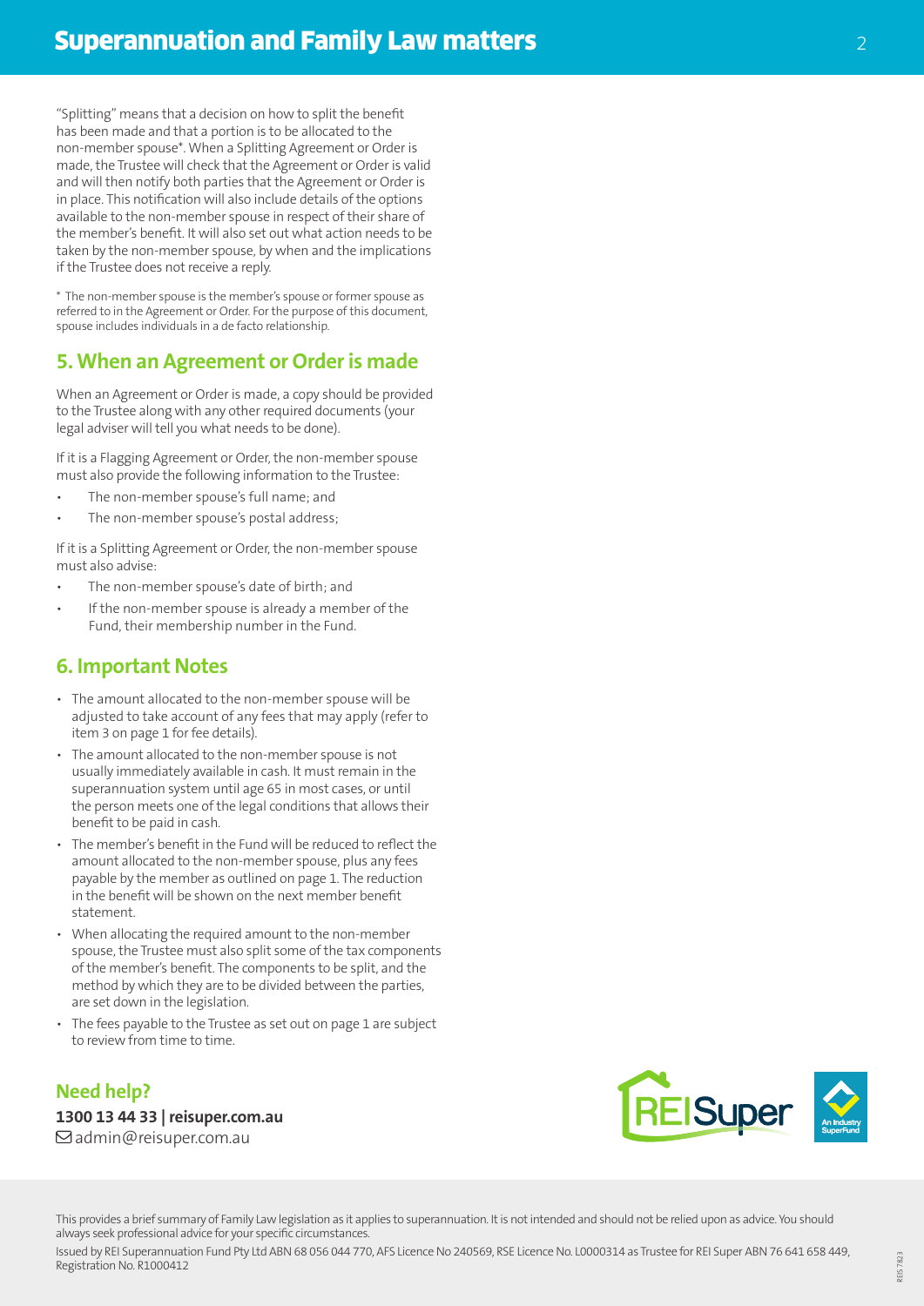"Splitting" means that a decision on how to split the benefit has been made and that a portion is to be allocated to the non-member spouse*. When a Splitting Agreement or Order is made, the Trustee will check that the Agreement or Order is valid and will then notify both parties that the Agreement or Order is in place. This notification will also include details of the options available to the non-member spouse in respect of their share of the member's benefit. It will also set out what action needs to be taken by the non-member spouse, by when and the implications if the Trustee does not receive a reply.

\* The non-member spouse is the member's spouse or former spouse as referred to in the Agreement or Order. For the purpose of this document, spouse includes individuals in a de facto relationship.

## 5. When an Agreement or Order is made

When an Agreement or Order is made, a copy should be provided to the Trustee along with any other required documents (your legal adviser will tell you what needs to be done).

If it is a Flagging Agreement or Order, the non-member spouse must also provide the following information to the Trustee:

- The non-member spouse's full name; and
- The non-member spouse's postal address;

If it is a Splitting Agreement or Order, the non-member spouse must also advise:

- The non-member spouse's date of birth; and
- If the non-member spouse is already a member of the Fund, their membership number in the Fund.

## 6. Important Notes

- The amount allocated to the non-member spouse will be adjusted to take account of any fees that may apply (refer to item 3 on page 1 for fee details).
- The amount allocated to the non-member spouse is not usually immediately available in cash. It must remain in the superannuation system until age 65 in most cases, or until the person meets one of the legal conditions that allows their benefit to be paid in cash.
- The member's benefit in the Fund will be reduced to reflect the amount allocated to the non-member spouse, plus any fees payable by the member as outlined on page 1. The reduction in the benefit will be shown on the next member benefit statement.
- When allocating the required amount to the non-member spouse, the Trustee must also split some of the tax components of the member's benefit. The components to be split, and the method by which they are to be divided between the parties, are set down in the legislation.
- The fees payable to the Trustee as set out on page 1 are subject to review from time to time.

## Need help?

**1300 13 44 33 | reisuper.com.au**
admin@reisuper.com.au

REISuper
An Industry SuperFund

This provides a brief summary of Family Law legislation as it applies to superannuation. It is not intended and should not be relied upon as advice. You should always seek professional advice for your specific circumstances.

Issued by REI Superannuation Fund Pty Ltd ABN 68 056 044 770, AFS Licence No 240569, RSE Licence No. L0000314 as Trustee for REI Super ABN 76 641 658 449, Registration No. R1000412

REIS 7823